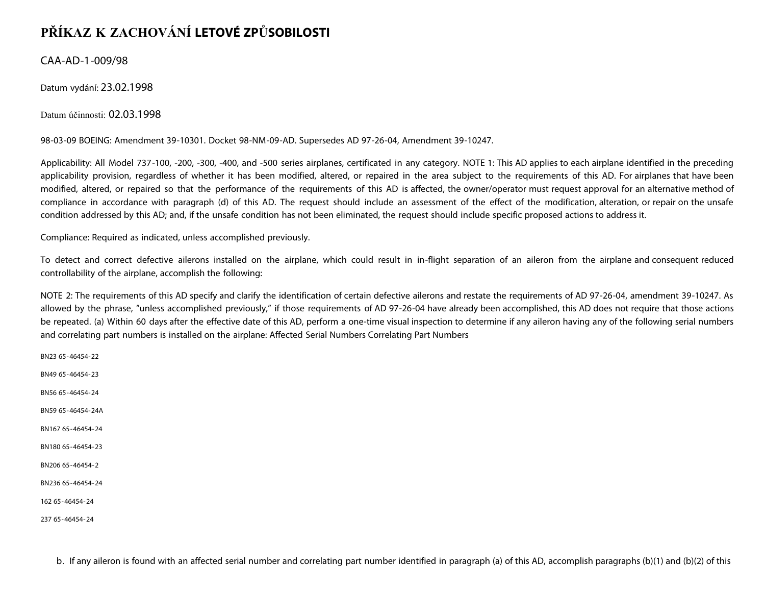# PŘÍKAZ K ZACHOVÁNÍ LETOVÉ ZPŮSOBILOSTI

CAA-AD-1-009/98

Datum vydání: 23.02.1998

Datum účinnosti: 02.03.1998

98-03-09 BOEING: Amendment 39-10301. Docket 98-NM-09-AD. Supersedes AD 97-26-04, Amendment 39-10247.

Applicability: All Model 737-100, -200, -300, -400, and -500 series airplanes, certificated in any category. NOTE 1: This AD applies to each airplane identified in the preceding applicability provision, regardless of whether it has been modified, altered, or repaired in the area subject to the requirements of this AD. For airplanes that have been modified, altered, or repaired so that the performance of the requirements of this AD is affected, the owner/operator must request approval for an alternative method of compliance in accordance with paragraph (d) of this AD. The request should include an assessment of the effect of the modification, alteration, or repair on the unsafe condition addressed by this AD; and, if the unsafe condition has not been eliminated, the request should include specific proposed actions to address it.

Compliance: Required as indicated, unless accomplished previously.

To detect and correct defective ailerons installed on the airplane, which could result in in-flight separation of an aileron from the airplane and consequent reduced controllability of the airplane, accomplish the following:

NOTE 2: The requirements of this AD specify and clarify the identification of certain defective ailerons and restate the requirements of AD 97-26-04, amendment 39-10247. As allowed by the phrase, "unless accomplished previously," if those requirements of AD 97-26-04 have already been accomplished, this AD does not require that those actions be repeated. (a) Within 60 days after the effective date of this AD, perform a one-time visual inspection to determine if any aileron having any of the following serial numbers and correlating part numbers is installed on the airplane: Affected Serial Numbers Correlating Part Numbers

BN23 65-46454-22

BN49 65-46454-23

BN56 65-46454-24

BN59 65-46454-24A

BN167 65-46454-24

BN180 65-46454-23

BN206 65-46454-2

BN236 65-46454-24

162 65-46454-24

237 65-46454-24

b. If any aileron is found with an affected serial number and correlating part number identified in paragraph (a) of this AD, accomplish paragraphs (b)(1) and (b)(2) of this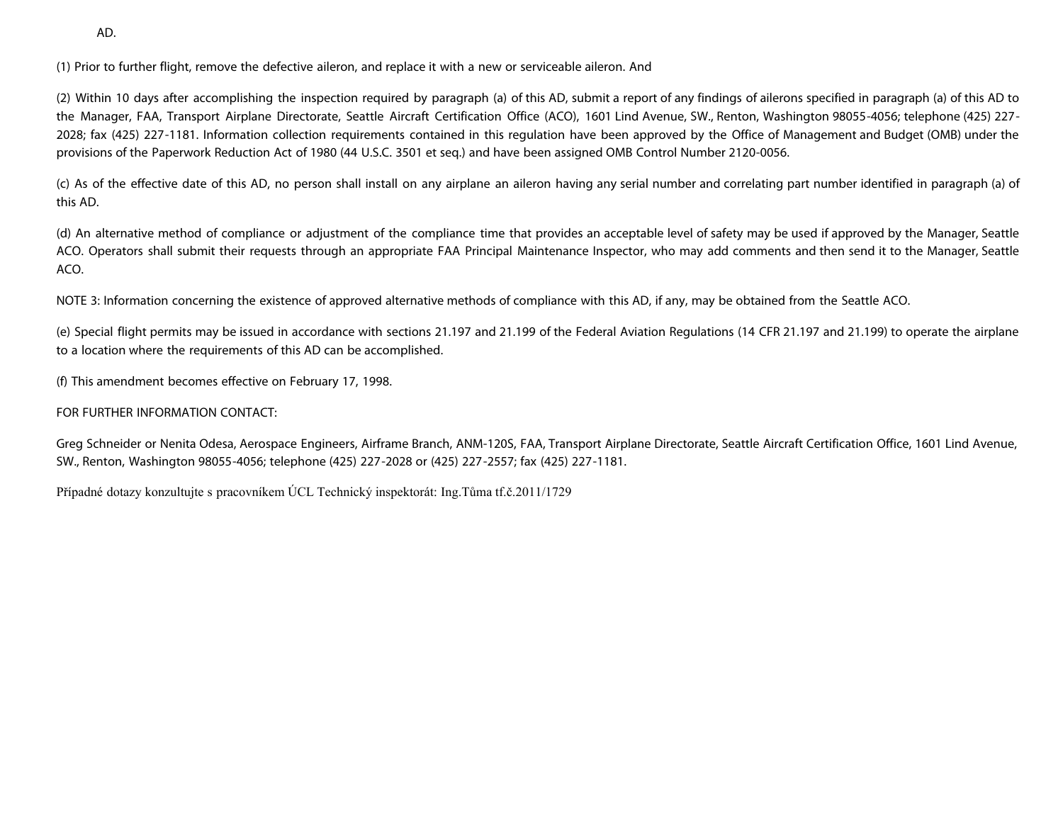AD.

(1) Prior to further flight, remove the defective aileron, and replace it with a new or serviceable aileron. And

(2) Within 10 days after accomplishing the inspection required by paragraph (a) of this AD, submit a report of any findings of ailerons specified in paragraph (a) of this AD to the Manager, FAA, Transport Airplane Directorate, Seattle Aircraft Certification Office (ACO), 1601 Lind Avenue, SW., Renton, Washington 98055-4056; telephone (425) 227-2028; fax (425) 227-1181. Information collection requirements contained in this regulation have been approved by the Office of Management and Budget (OMB) under the provisions of the Paperwork Reduction Act of 1980 (44 U.S.C. 3501 et seq.) and have been assigned OMB Control Number 2120-0056.

(c) As of the effective date of this AD, no person shall install on any airplane an aileron having any serial number and correlating part number identified in paragraph (a) of this AD.

(d) An alternative method of compliance or adjustment of the compliance time that provides an acceptable level of safety may be used if approved by the Manager, Seattle ACO. Operators shall submit their requests through an appropriate FAA Principal Maintenance Inspector, who may add comments and then send it to the Manager, Seattle ACO.

NOTE 3: Information concerning the existence of approved alternative methods of compliance with this AD, if any, may be obtained from the Seattle ACO.

(e) Special flight permits may be issued in accordance with sections 21.197 and 21.199 of the Federal Aviation Regulations (14 CFR 21.197 and 21.199) to operate the airplane to a location where the requirements of this AD can be accomplished.

(f) This amendment becomes effective on February 17, 1998.

FOR FURTHER INFORMATION CONTACT:

Greg Schneider or Nenita Odesa, Aerospace Engineers, Airframe Branch, ANM-120S, FAA, Transport Airplane Directorate, Seattle Aircraft Certification Office, 1601 Lind Avenue, SW., Renton, Washington 98055-4056; telephone (425) 227-2028 or (425) 227-2557; fax (425) 227-1181.

Případné dotazy konzultujte s pracovníkem ÚCL Technický inspektorát: Ing.Tůma tf.č.2011/1729